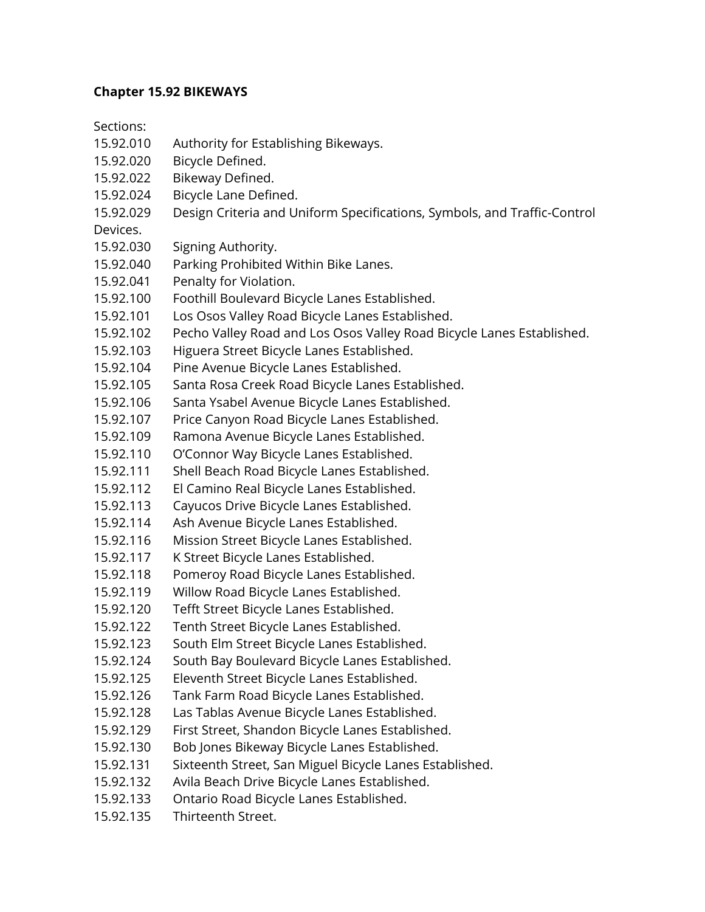**Chapter 15.92 BIKEWAYS**

Sections:

15.92.010 Authority for Establishing Bikeways.
15.92.020 Bicycle Defined.
15.92.022 Bikeway Defined.
15.92.024 Bicycle Lane Defined.
15.92.029 Design Criteria and Uniform Specifications, Symbols, and Traffic-Control Devices.
15.92.030 Signing Authority.
15.92.040 Parking Prohibited Within Bike Lanes.
15.92.041 Penalty for Violation.
15.92.100 Foothill Boulevard Bicycle Lanes Established.
15.92.101 Los Osos Valley Road Bicycle Lanes Established.
15.92.102 Pecho Valley Road and Los Osos Valley Road Bicycle Lanes Established.
15.92.103 Higuera Street Bicycle Lanes Established.
15.92.104 Pine Avenue Bicycle Lanes Established.
15.92.105 Santa Rosa Creek Road Bicycle Lanes Established.
15.92.106 Santa Ysabel Avenue Bicycle Lanes Established.
15.92.107 Price Canyon Road Bicycle Lanes Established.
15.92.109 Ramona Avenue Bicycle Lanes Established.
15.92.110 O'Connor Way Bicycle Lanes Established.
15.92.111 Shell Beach Road Bicycle Lanes Established.
15.92.112 El Camino Real Bicycle Lanes Established.
15.92.113 Cayucos Drive Bicycle Lanes Established.
15.92.114 Ash Avenue Bicycle Lanes Established.
15.92.116 Mission Street Bicycle Lanes Established.
15.92.117 K Street Bicycle Lanes Established.
15.92.118 Pomeroy Road Bicycle Lanes Established.
15.92.119 Willow Road Bicycle Lanes Established.
15.92.120 Tefft Street Bicycle Lanes Established.
15.92.122 Tenth Street Bicycle Lanes Established.
15.92.123 South Elm Street Bicycle Lanes Established.
15.92.124 South Bay Boulevard Bicycle Lanes Established.
15.92.125 Eleventh Street Bicycle Lanes Established.
15.92.126 Tank Farm Road Bicycle Lanes Established.
15.92.128 Las Tablas Avenue Bicycle Lanes Established.
15.92.129 First Street, Shandon Bicycle Lanes Established.
15.92.130 Bob Jones Bikeway Bicycle Lanes Established.
15.92.131 Sixteenth Street, San Miguel Bicycle Lanes Established.
15.92.132 Avila Beach Drive Bicycle Lanes Established.
15.92.133 Ontario Road Bicycle Lanes Established.
15.92.135 Thirteenth Street.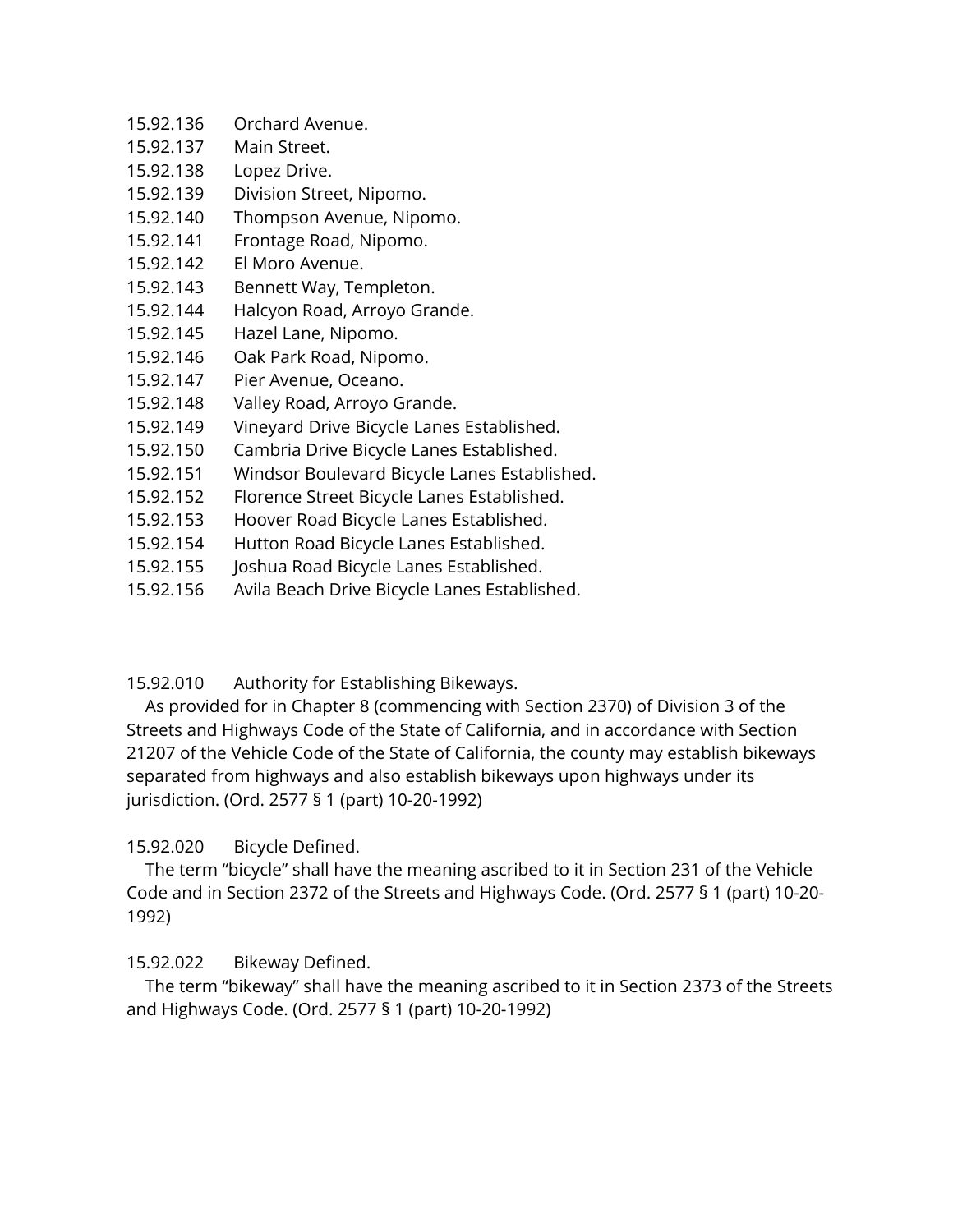15.92.136 Orchard Avenue.
15.92.137 Main Street.
15.92.138 Lopez Drive.
15.92.139 Division Street, Nipomo.
15.92.140 Thompson Avenue, Nipomo.
15.92.141 Frontage Road, Nipomo.
15.92.142 El Moro Avenue.
15.92.143 Bennett Way, Templeton.
15.92.144 Halcyon Road, Arroyo Grande.
15.92.145 Hazel Lane, Nipomo.
15.92.146 Oak Park Road, Nipomo.
15.92.147 Pier Avenue, Oceano.
15.92.148 Valley Road, Arroyo Grande.
15.92.149 Vineyard Drive Bicycle Lanes Established.
15.92.150 Cambria Drive Bicycle Lanes Established.
15.92.151 Windsor Boulevard Bicycle Lanes Established.
15.92.152 Florence Street Bicycle Lanes Established.
15.92.153 Hoover Road Bicycle Lanes Established.
15.92.154 Hutton Road Bicycle Lanes Established.
15.92.155 Joshua Road Bicycle Lanes Established.
15.92.156 Avila Beach Drive Bicycle Lanes Established.

15.92.010 Authority for Establishing Bikeways.

As provided for in Chapter 8 (commencing with Section 2370) of Division 3 of the Streets and Highways Code of the State of California, and in accordance with Section 21207 of the Vehicle Code of the State of California, the county may establish bikeways separated from highways and also establish bikeways upon highways under its jurisdiction. (Ord. 2577 § 1 (part) 10-20-1992)

15.92.020 Bicycle Defined.

The term "bicycle" shall have the meaning ascribed to it in Section 231 of the Vehicle Code and in Section 2372 of the Streets and Highways Code. (Ord. 2577 § 1 (part) 10-20-1992)

15.92.022 Bikeway Defined.

The term "bikeway" shall have the meaning ascribed to it in Section 2373 of the Streets and Highways Code. (Ord. 2577 § 1 (part) 10-20-1992)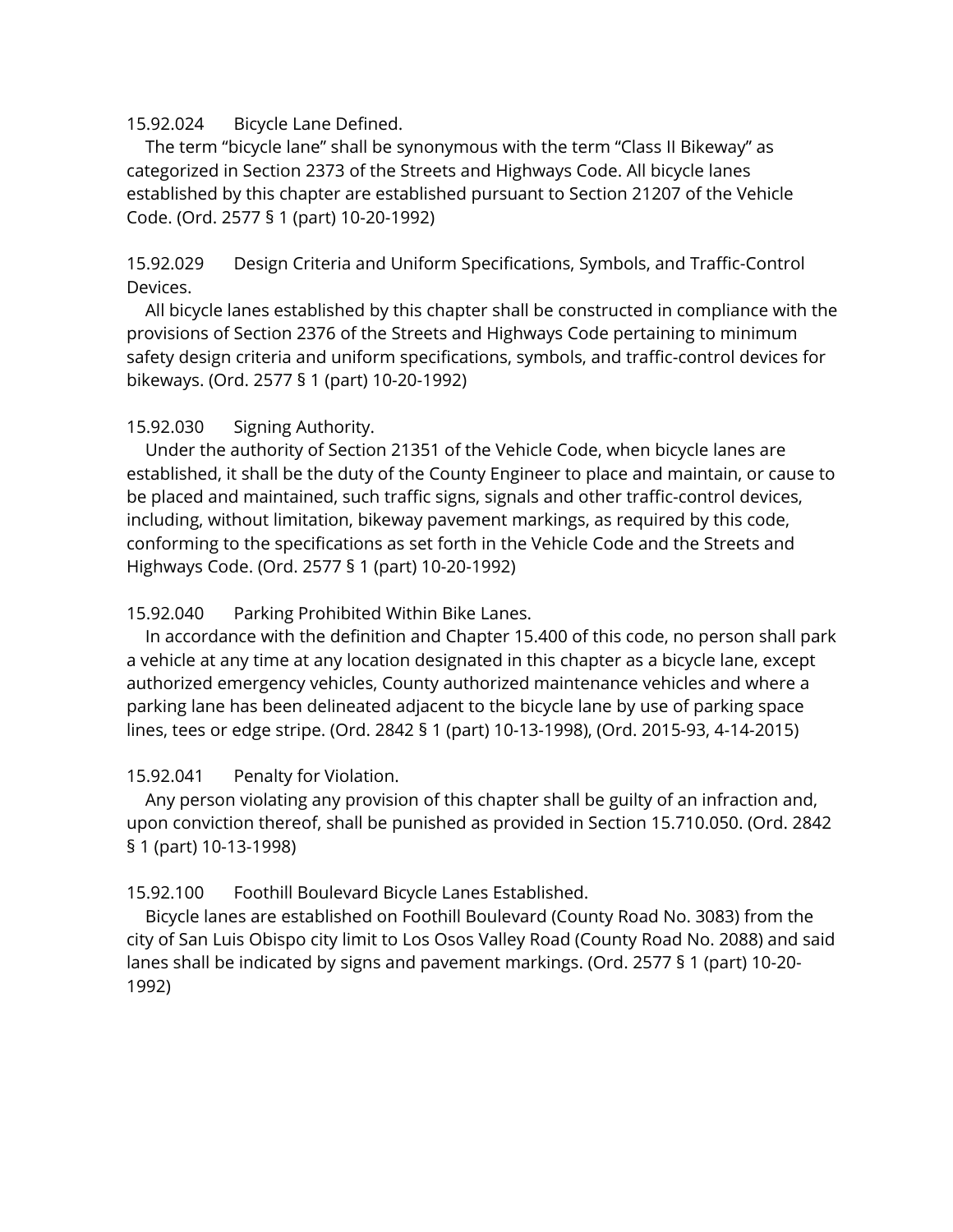15.92.024 Bicycle Lane Defined.

The term "bicycle lane" shall be synonymous with the term "Class II Bikeway" as categorized in Section 2373 of the Streets and Highways Code. All bicycle lanes established by this chapter are established pursuant to Section 21207 of the Vehicle Code. (Ord. 2577 § 1 (part) 10-20-1992)

15.92.029 Design Criteria and Uniform Specifications, Symbols, and Traffic-Control Devices.

All bicycle lanes established by this chapter shall be constructed in compliance with the provisions of Section 2376 of the Streets and Highways Code pertaining to minimum safety design criteria and uniform specifications, symbols, and traffic-control devices for bikeways. (Ord. 2577 § 1 (part) 10-20-1992)

15.92.030 Signing Authority.

Under the authority of Section 21351 of the Vehicle Code, when bicycle lanes are established, it shall be the duty of the County Engineer to place and maintain, or cause to be placed and maintained, such traffic signs, signals and other traffic-control devices, including, without limitation, bikeway pavement markings, as required by this code, conforming to the specifications as set forth in the Vehicle Code and the Streets and Highways Code. (Ord. 2577 § 1 (part) 10-20-1992)

15.92.040 Parking Prohibited Within Bike Lanes.

In accordance with the definition and Chapter 15.400 of this code, no person shall park a vehicle at any time at any location designated in this chapter as a bicycle lane, except authorized emergency vehicles, County authorized maintenance vehicles and where a parking lane has been delineated adjacent to the bicycle lane by use of parking space lines, tees or edge stripe. (Ord. 2842 § 1 (part) 10-13-1998), (Ord. 2015-93, 4-14-2015)

15.92.041 Penalty for Violation.

Any person violating any provision of this chapter shall be guilty of an infraction and, upon conviction thereof, shall be punished as provided in Section 15.710.050. (Ord. 2842 § 1 (part) 10-13-1998)

15.92.100 Foothill Boulevard Bicycle Lanes Established.

Bicycle lanes are established on Foothill Boulevard (County Road No. 3083) from the city of San Luis Obispo city limit to Los Osos Valley Road (County Road No. 2088) and said lanes shall be indicated by signs and pavement markings. (Ord. 2577 § 1 (part) 10-20-1992)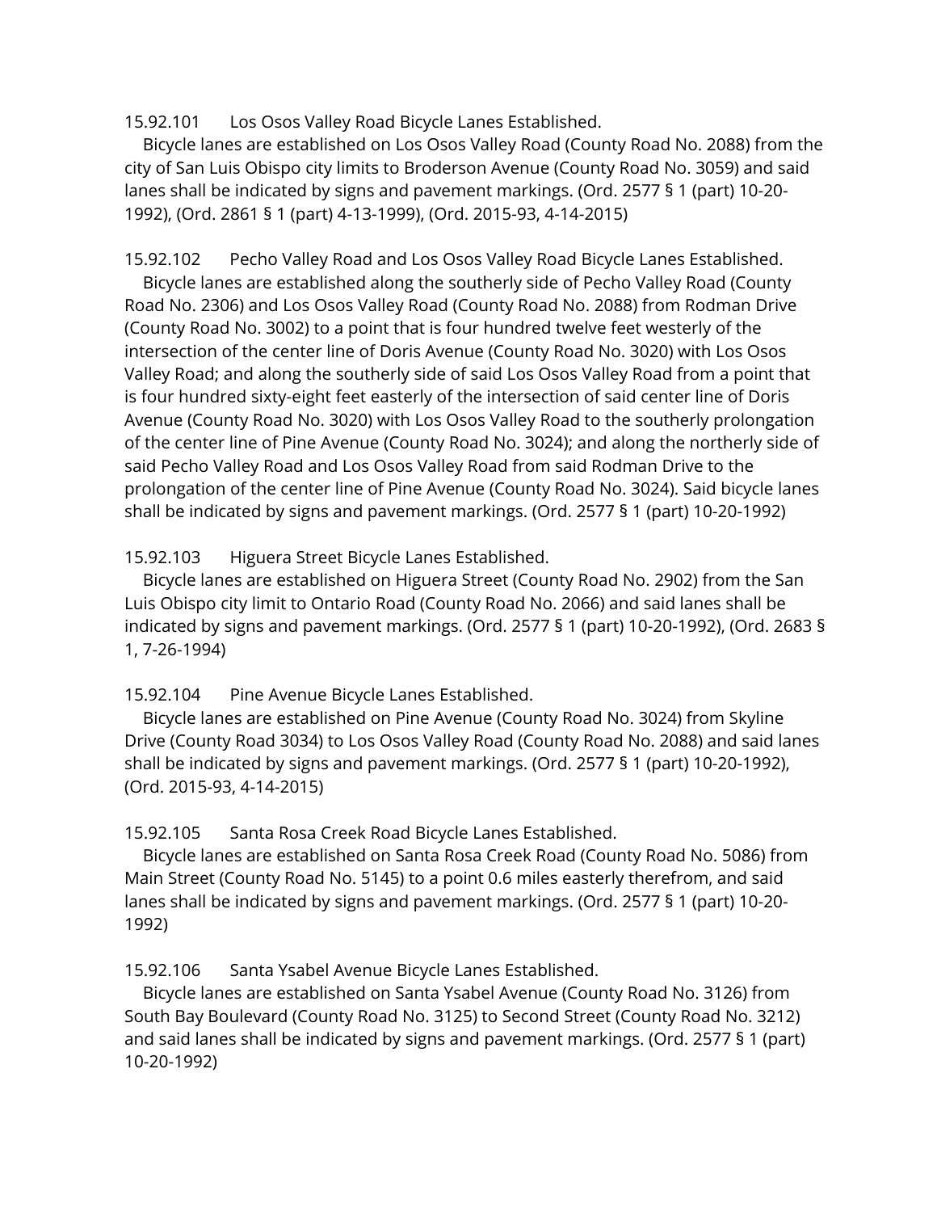15.92.101 Los Osos Valley Road Bicycle Lanes Established.

Bicycle lanes are established on Los Osos Valley Road (County Road No. 2088) from the city of San Luis Obispo city limits to Broderson Avenue (County Road No. 3059) and said lanes shall be indicated by signs and pavement markings. (Ord. 2577 § 1 (part) 10-20-1992), (Ord. 2861 § 1 (part) 4-13-1999), (Ord. 2015-93, 4-14-2015)

15.92.102 Pecho Valley Road and Los Osos Valley Road Bicycle Lanes Established.

Bicycle lanes are established along the southerly side of Pecho Valley Road (County Road No. 2306) and Los Osos Valley Road (County Road No. 2088) from Rodman Drive (County Road No. 3002) to a point that is four hundred twelve feet westerly of the intersection of the center line of Doris Avenue (County Road No. 3020) with Los Osos Valley Road; and along the southerly side of said Los Osos Valley Road from a point that is four hundred sixty-eight feet easterly of the intersection of said center line of Doris Avenue (County Road No. 3020) with Los Osos Valley Road to the southerly prolongation of the center line of Pine Avenue (County Road No. 3024); and along the northerly side of said Pecho Valley Road and Los Osos Valley Road from said Rodman Drive to the prolongation of the center line of Pine Avenue (County Road No. 3024). Said bicycle lanes shall be indicated by signs and pavement markings. (Ord. 2577 § 1 (part) 10-20-1992)

15.92.103 Higuera Street Bicycle Lanes Established.

Bicycle lanes are established on Higuera Street (County Road No. 2902) from the San Luis Obispo city limit to Ontario Road (County Road No. 2066) and said lanes shall be indicated by signs and pavement markings. (Ord. 2577 § 1 (part) 10-20-1992), (Ord. 2683 § 1, 7-26-1994)

15.92.104 Pine Avenue Bicycle Lanes Established.

Bicycle lanes are established on Pine Avenue (County Road No. 3024) from Skyline Drive (County Road 3034) to Los Osos Valley Road (County Road No. 2088) and said lanes shall be indicated by signs and pavement markings. (Ord. 2577 § 1 (part) 10-20-1992), (Ord. 2015-93, 4-14-2015)

15.92.105 Santa Rosa Creek Road Bicycle Lanes Established.

Bicycle lanes are established on Santa Rosa Creek Road (County Road No. 5086) from Main Street (County Road No. 5145) to a point 0.6 miles easterly therefrom, and said lanes shall be indicated by signs and pavement markings. (Ord. 2577 § 1 (part) 10-20-1992)

15.92.106 Santa Ysabel Avenue Bicycle Lanes Established.

Bicycle lanes are established on Santa Ysabel Avenue (County Road No. 3126) from South Bay Boulevard (County Road No. 3125) to Second Street (County Road No. 3212) and said lanes shall be indicated by signs and pavement markings. (Ord. 2577 § 1 (part) 10-20-1992)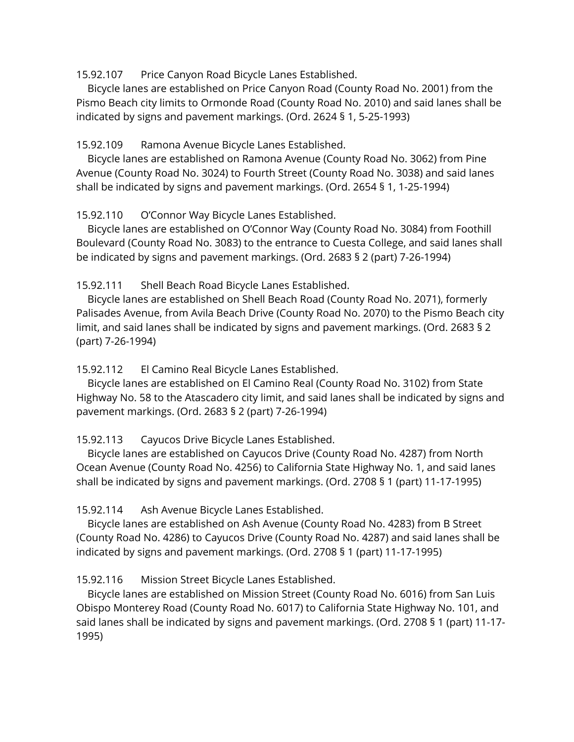15.92.107 Price Canyon Road Bicycle Lanes Established.

Bicycle lanes are established on Price Canyon Road (County Road No. 2001) from the Pismo Beach city limits to Ormonde Road (County Road No. 2010) and said lanes shall be indicated by signs and pavement markings. (Ord. 2624 § 1, 5-25-1993)

15.92.109 Ramona Avenue Bicycle Lanes Established.

Bicycle lanes are established on Ramona Avenue (County Road No. 3062) from Pine Avenue (County Road No. 3024) to Fourth Street (County Road No. 3038) and said lanes shall be indicated by signs and pavement markings. (Ord. 2654 § 1, 1-25-1994)

15.92.110 O'Connor Way Bicycle Lanes Established.

Bicycle lanes are established on O'Connor Way (County Road No. 3084) from Foothill Boulevard (County Road No. 3083) to the entrance to Cuesta College, and said lanes shall be indicated by signs and pavement markings. (Ord. 2683 § 2 (part) 7-26-1994)

15.92.111 Shell Beach Road Bicycle Lanes Established.

Bicycle lanes are established on Shell Beach Road (County Road No. 2071), formerly Palisades Avenue, from Avila Beach Drive (County Road No. 2070) to the Pismo Beach city limit, and said lanes shall be indicated by signs and pavement markings. (Ord. 2683 § 2 (part) 7-26-1994)

15.92.112 El Camino Real Bicycle Lanes Established.

Bicycle lanes are established on El Camino Real (County Road No. 3102) from State Highway No. 58 to the Atascadero city limit, and said lanes shall be indicated by signs and pavement markings. (Ord. 2683 § 2 (part) 7-26-1994)

15.92.113 Cayucos Drive Bicycle Lanes Established.

Bicycle lanes are established on Cayucos Drive (County Road No. 4287) from North Ocean Avenue (County Road No. 4256) to California State Highway No. 1, and said lanes shall be indicated by signs and pavement markings. (Ord. 2708 § 1 (part) 11-17-1995)

15.92.114 Ash Avenue Bicycle Lanes Established.

Bicycle lanes are established on Ash Avenue (County Road No. 4283) from B Street (County Road No. 4286) to Cayucos Drive (County Road No. 4287) and said lanes shall be indicated by signs and pavement markings. (Ord. 2708 § 1 (part) 11-17-1995)

15.92.116 Mission Street Bicycle Lanes Established.

Bicycle lanes are established on Mission Street (County Road No. 6016) from San Luis Obispo Monterey Road (County Road No. 6017) to California State Highway No. 101, and said lanes shall be indicated by signs and pavement markings. (Ord. 2708 § 1 (part) 11-17-1995)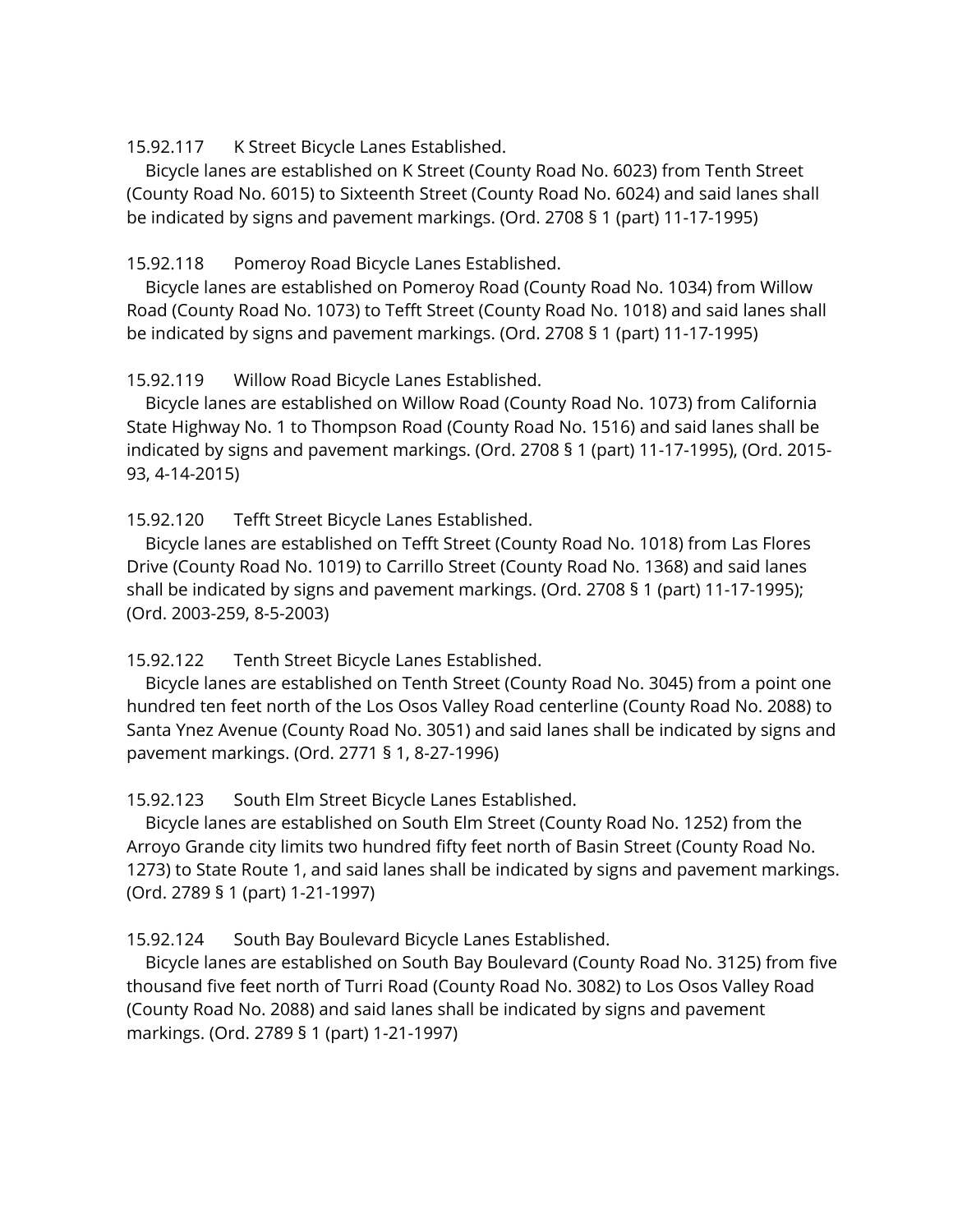15.92.117 K Street Bicycle Lanes Established.

Bicycle lanes are established on K Street (County Road No. 6023) from Tenth Street (County Road No. 6015) to Sixteenth Street (County Road No. 6024) and said lanes shall be indicated by signs and pavement markings. (Ord. 2708 § 1 (part) 11-17-1995)

15.92.118 Pomeroy Road Bicycle Lanes Established.

Bicycle lanes are established on Pomeroy Road (County Road No. 1034) from Willow Road (County Road No. 1073) to Tefft Street (County Road No. 1018) and said lanes shall be indicated by signs and pavement markings. (Ord. 2708 § 1 (part) 11-17-1995)

15.92.119 Willow Road Bicycle Lanes Established.

Bicycle lanes are established on Willow Road (County Road No. 1073) from California State Highway No. 1 to Thompson Road (County Road No. 1516) and said lanes shall be indicated by signs and pavement markings. (Ord. 2708 § 1 (part) 11-17-1995), (Ord. 2015-93, 4-14-2015)

15.92.120 Tefft Street Bicycle Lanes Established.

Bicycle lanes are established on Tefft Street (County Road No. 1018) from Las Flores Drive (County Road No. 1019) to Carrillo Street (County Road No. 1368) and said lanes shall be indicated by signs and pavement markings. (Ord. 2708 § 1 (part) 11-17-1995); (Ord. 2003-259, 8-5-2003)

15.92.122 Tenth Street Bicycle Lanes Established.

Bicycle lanes are established on Tenth Street (County Road No. 3045) from a point one hundred ten feet north of the Los Osos Valley Road centerline (County Road No. 2088) to Santa Ynez Avenue (County Road No. 3051) and said lanes shall be indicated by signs and pavement markings. (Ord. 2771 § 1, 8-27-1996)

15.92.123 South Elm Street Bicycle Lanes Established.

Bicycle lanes are established on South Elm Street (County Road No. 1252) from the Arroyo Grande city limits two hundred fifty feet north of Basin Street (County Road No. 1273) to State Route 1, and said lanes shall be indicated by signs and pavement markings. (Ord. 2789 § 1 (part) 1-21-1997)

15.92.124 South Bay Boulevard Bicycle Lanes Established.

Bicycle lanes are established on South Bay Boulevard (County Road No. 3125) from five thousand five feet north of Turri Road (County Road No. 3082) to Los Osos Valley Road (County Road No. 2088) and said lanes shall be indicated by signs and pavement markings. (Ord. 2789 § 1 (part) 1-21-1997)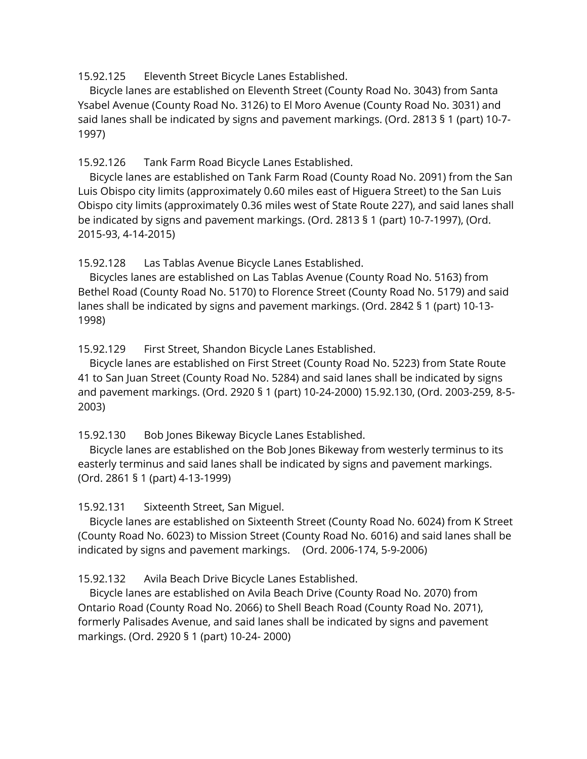15.92.125 Eleventh Street Bicycle Lanes Established.

Bicycle lanes are established on Eleventh Street (County Road No. 3043) from Santa Ysabel Avenue (County Road No. 3126) to El Moro Avenue (County Road No. 3031) and said lanes shall be indicated by signs and pavement markings. (Ord. 2813 § 1 (part) 10-7-1997)

15.92.126 Tank Farm Road Bicycle Lanes Established.

Bicycle lanes are established on Tank Farm Road (County Road No. 2091) from the San Luis Obispo city limits (approximately 0.60 miles east of Higuera Street) to the San Luis Obispo city limits (approximately 0.36 miles west of State Route 227), and said lanes shall be indicated by signs and pavement markings. (Ord. 2813 § 1 (part) 10-7-1997), (Ord. 2015-93, 4-14-2015)

15.92.128 Las Tablas Avenue Bicycle Lanes Established.

Bicycles lanes are established on Las Tablas Avenue (County Road No. 5163) from Bethel Road (County Road No. 5170) to Florence Street (County Road No. 5179) and said lanes shall be indicated by signs and pavement markings. (Ord. 2842 § 1 (part) 10-13-1998)

15.92.129 First Street, Shandon Bicycle Lanes Established.

Bicycle lanes are established on First Street (County Road No. 5223) from State Route 41 to San Juan Street (County Road No. 5284) and said lanes shall be indicated by signs and pavement markings. (Ord. 2920 § 1 (part) 10-24-2000) 15.92.130, (Ord. 2003-259, 8-5-2003)

15.92.130 Bob Jones Bikeway Bicycle Lanes Established.

Bicycle lanes are established on the Bob Jones Bikeway from westerly terminus to its easterly terminus and said lanes shall be indicated by signs and pavement markings. (Ord. 2861 § 1 (part) 4-13-1999)

15.92.131 Sixteenth Street, San Miguel.

Bicycle lanes are established on Sixteenth Street (County Road No. 6024) from K Street (County Road No. 6023) to Mission Street (County Road No. 6016) and said lanes shall be indicated by signs and pavement markings. (Ord. 2006-174, 5-9-2006)

15.92.132 Avila Beach Drive Bicycle Lanes Established.

Bicycle lanes are established on Avila Beach Drive (County Road No. 2070) from Ontario Road (County Road No. 2066) to Shell Beach Road (County Road No. 2071), formerly Palisades Avenue, and said lanes shall be indicated by signs and pavement markings. (Ord. 2920 § 1 (part) 10-24- 2000)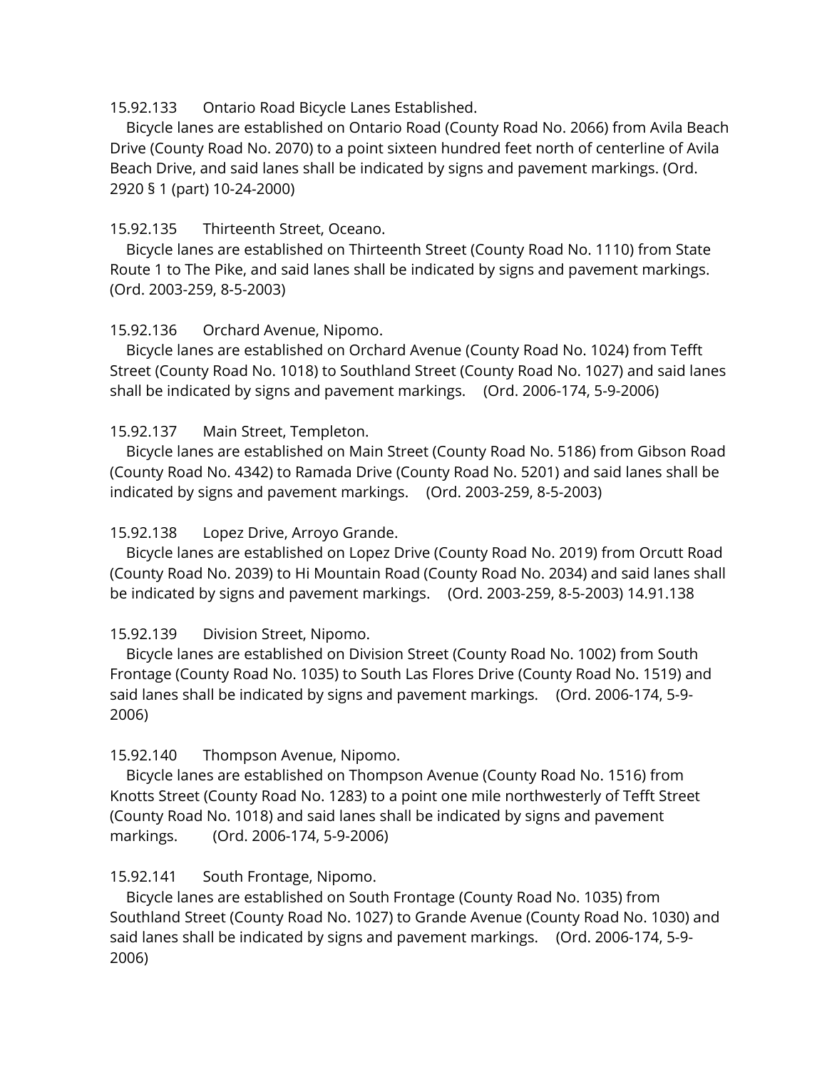15.92.133 Ontario Road Bicycle Lanes Established.

Bicycle lanes are established on Ontario Road (County Road No. 2066) from Avila Beach Drive (County Road No. 2070) to a point sixteen hundred feet north of centerline of Avila Beach Drive, and said lanes shall be indicated by signs and pavement markings. (Ord. 2920 § 1 (part) 10-24-2000)

15.92.135 Thirteenth Street, Oceano.

Bicycle lanes are established on Thirteenth Street (County Road No. 1110) from State Route 1 to The Pike, and said lanes shall be indicated by signs and pavement markings. (Ord. 2003-259, 8-5-2003)

15.92.136 Orchard Avenue, Nipomo.

Bicycle lanes are established on Orchard Avenue (County Road No. 1024) from Tefft Street (County Road No. 1018) to Southland Street (County Road No. 1027) and said lanes shall be indicated by signs and pavement markings. (Ord. 2006-174, 5-9-2006)

15.92.137 Main Street, Templeton.

Bicycle lanes are established on Main Street (County Road No. 5186) from Gibson Road (County Road No. 4342) to Ramada Drive (County Road No. 5201) and said lanes shall be indicated by signs and pavement markings. (Ord. 2003-259, 8-5-2003)

15.92.138 Lopez Drive, Arroyo Grande.

Bicycle lanes are established on Lopez Drive (County Road No. 2019) from Orcutt Road (County Road No. 2039) to Hi Mountain Road (County Road No. 2034) and said lanes shall be indicated by signs and pavement markings. (Ord. 2003-259, 8-5-2003) 14.91.138

15.92.139 Division Street, Nipomo.

Bicycle lanes are established on Division Street (County Road No. 1002) from South Frontage (County Road No. 1035) to South Las Flores Drive (County Road No. 1519) and said lanes shall be indicated by signs and pavement markings. (Ord. 2006-174, 5-9-2006)

15.92.140 Thompson Avenue, Nipomo.

Bicycle lanes are established on Thompson Avenue (County Road No. 1516) from Knotts Street (County Road No. 1283) to a point one mile northwesterly of Tefft Street (County Road No. 1018) and said lanes shall be indicated by signs and pavement markings. (Ord. 2006-174, 5-9-2006)

15.92.141 South Frontage, Nipomo.

Bicycle lanes are established on South Frontage (County Road No. 1035) from Southland Street (County Road No. 1027) to Grande Avenue (County Road No. 1030) and said lanes shall be indicated by signs and pavement markings. (Ord. 2006-174, 5-9-2006)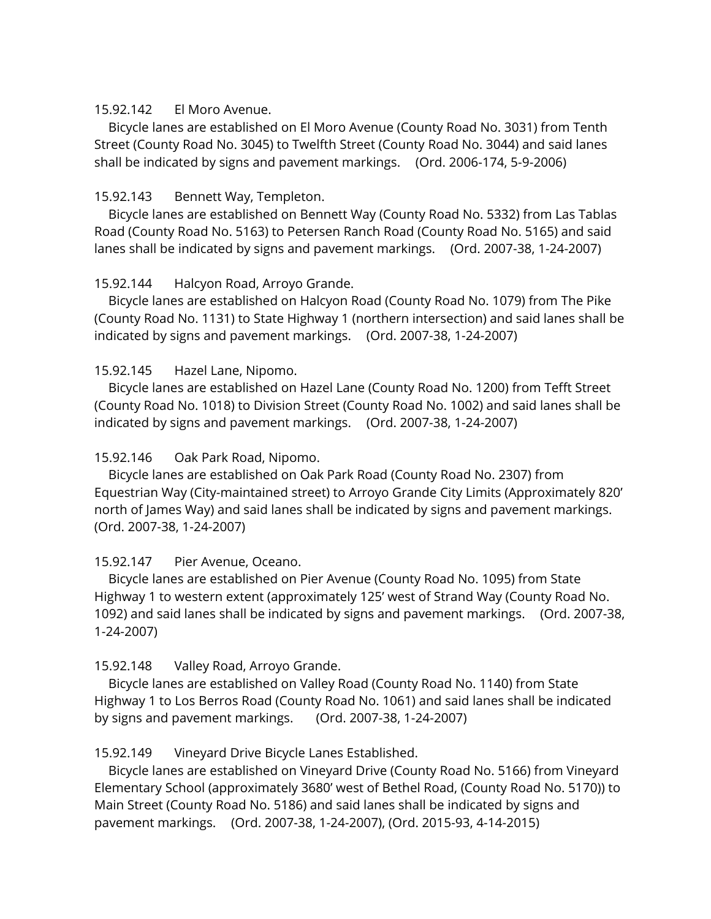15.92.142 El Moro Avenue.

Bicycle lanes are established on El Moro Avenue (County Road No. 3031) from Tenth Street (County Road No. 3045) to Twelfth Street (County Road No. 3044) and said lanes shall be indicated by signs and pavement markings. (Ord. 2006-174, 5-9-2006)

15.92.143 Bennett Way, Templeton.

Bicycle lanes are established on Bennett Way (County Road No. 5332) from Las Tablas Road (County Road No. 5163) to Petersen Ranch Road (County Road No. 5165) and said lanes shall be indicated by signs and pavement markings. (Ord. 2007-38, 1-24-2007)

15.92.144 Halcyon Road, Arroyo Grande.

Bicycle lanes are established on Halcyon Road (County Road No. 1079) from The Pike (County Road No. 1131) to State Highway 1 (northern intersection) and said lanes shall be indicated by signs and pavement markings. (Ord. 2007-38, 1-24-2007)

15.92.145 Hazel Lane, Nipomo.

Bicycle lanes are established on Hazel Lane (County Road No. 1200) from Tefft Street (County Road No. 1018) to Division Street (County Road No. 1002) and said lanes shall be indicated by signs and pavement markings. (Ord. 2007-38, 1-24-2007)

15.92.146 Oak Park Road, Nipomo.

Bicycle lanes are established on Oak Park Road (County Road No. 2307) from Equestrian Way (City-maintained street) to Arroyo Grande City Limits (Approximately 820' north of James Way) and said lanes shall be indicated by signs and pavement markings. (Ord. 2007-38, 1-24-2007)

15.92.147 Pier Avenue, Oceano.

Bicycle lanes are established on Pier Avenue (County Road No. 1095) from State Highway 1 to western extent (approximately 125' west of Strand Way (County Road No. 1092) and said lanes shall be indicated by signs and pavement markings. (Ord. 2007-38, 1-24-2007)

15.92.148 Valley Road, Arroyo Grande.

Bicycle lanes are established on Valley Road (County Road No. 1140) from State Highway 1 to Los Berros Road (County Road No. 1061) and said lanes shall be indicated by signs and pavement markings. (Ord. 2007-38, 1-24-2007)

15.92.149 Vineyard Drive Bicycle Lanes Established.

Bicycle lanes are established on Vineyard Drive (County Road No. 5166) from Vineyard Elementary School (approximately 3680' west of Bethel Road, (County Road No. 5170)) to Main Street (County Road No. 5186) and said lanes shall be indicated by signs and pavement markings. (Ord. 2007-38, 1-24-2007), (Ord. 2015-93, 4-14-2015)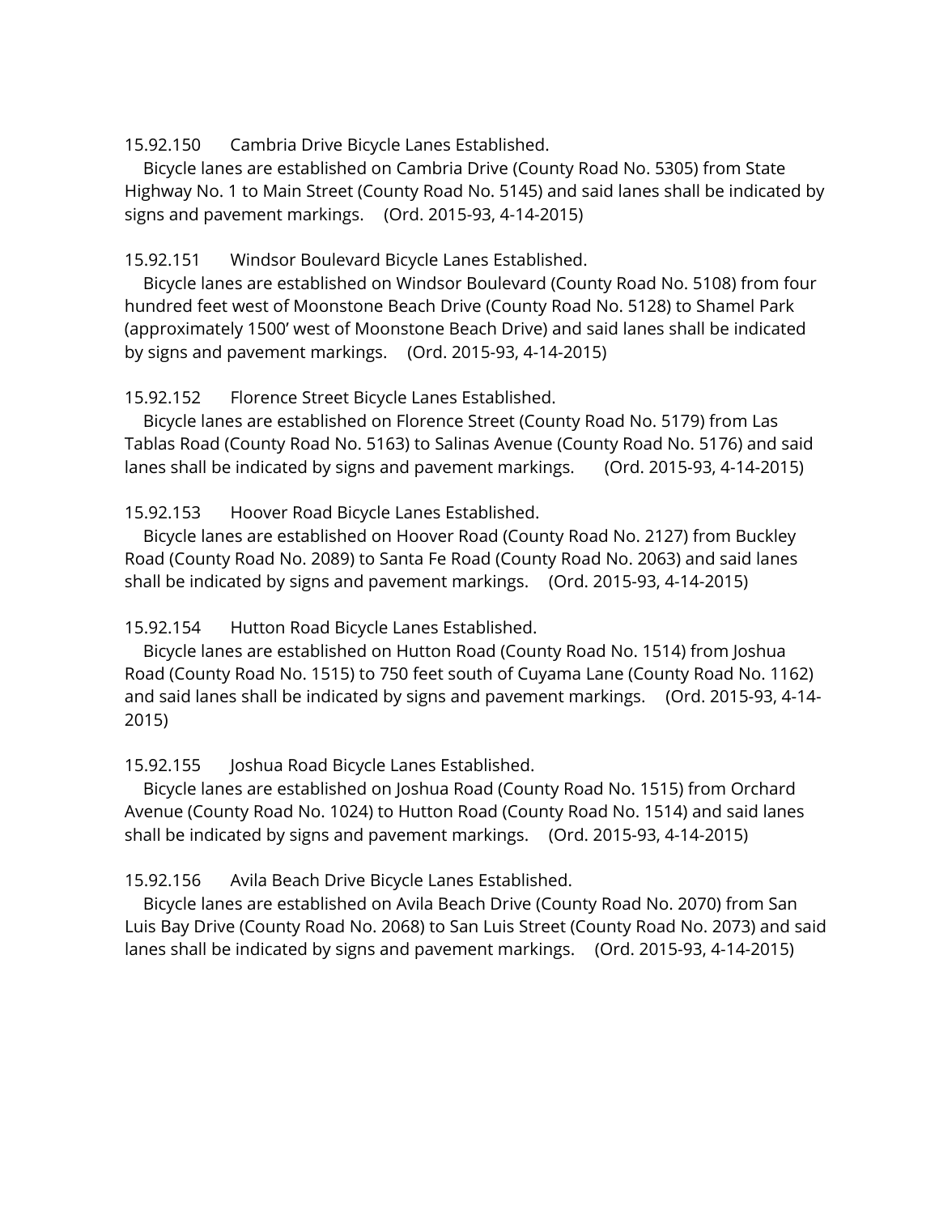15.92.150 Cambria Drive Bicycle Lanes Established.

Bicycle lanes are established on Cambria Drive (County Road No. 5305) from State Highway No. 1 to Main Street (County Road No. 5145) and said lanes shall be indicated by signs and pavement markings. (Ord. 2015-93, 4-14-2015)

15.92.151 Windsor Boulevard Bicycle Lanes Established.

Bicycle lanes are established on Windsor Boulevard (County Road No. 5108) from four hundred feet west of Moonstone Beach Drive (County Road No. 5128) to Shamel Park (approximately 1500’ west of Moonstone Beach Drive) and said lanes shall be indicated by signs and pavement markings. (Ord. 2015-93, 4-14-2015)

15.92.152 Florence Street Bicycle Lanes Established.

Bicycle lanes are established on Florence Street (County Road No. 5179) from Las Tablas Road (County Road No. 5163) to Salinas Avenue (County Road No. 5176) and said lanes shall be indicated by signs and pavement markings. (Ord. 2015-93, 4-14-2015)

15.92.153 Hoover Road Bicycle Lanes Established.

Bicycle lanes are established on Hoover Road (County Road No. 2127) from Buckley Road (County Road No. 2089) to Santa Fe Road (County Road No. 2063) and said lanes shall be indicated by signs and pavement markings. (Ord. 2015-93, 4-14-2015)

15.92.154 Hutton Road Bicycle Lanes Established.

Bicycle lanes are established on Hutton Road (County Road No. 1514) from Joshua Road (County Road No. 1515) to 750 feet south of Cuyama Lane (County Road No. 1162) and said lanes shall be indicated by signs and pavement markings. (Ord. 2015-93, 4-14-2015)

15.92.155 Joshua Road Bicycle Lanes Established.

Bicycle lanes are established on Joshua Road (County Road No. 1515) from Orchard Avenue (County Road No. 1024) to Hutton Road (County Road No. 1514) and said lanes shall be indicated by signs and pavement markings. (Ord. 2015-93, 4-14-2015)

15.92.156 Avila Beach Drive Bicycle Lanes Established.

Bicycle lanes are established on Avila Beach Drive (County Road No. 2070) from San Luis Bay Drive (County Road No. 2068) to San Luis Street (County Road No. 2073) and said lanes shall be indicated by signs and pavement markings. (Ord. 2015-93, 4-14-2015)